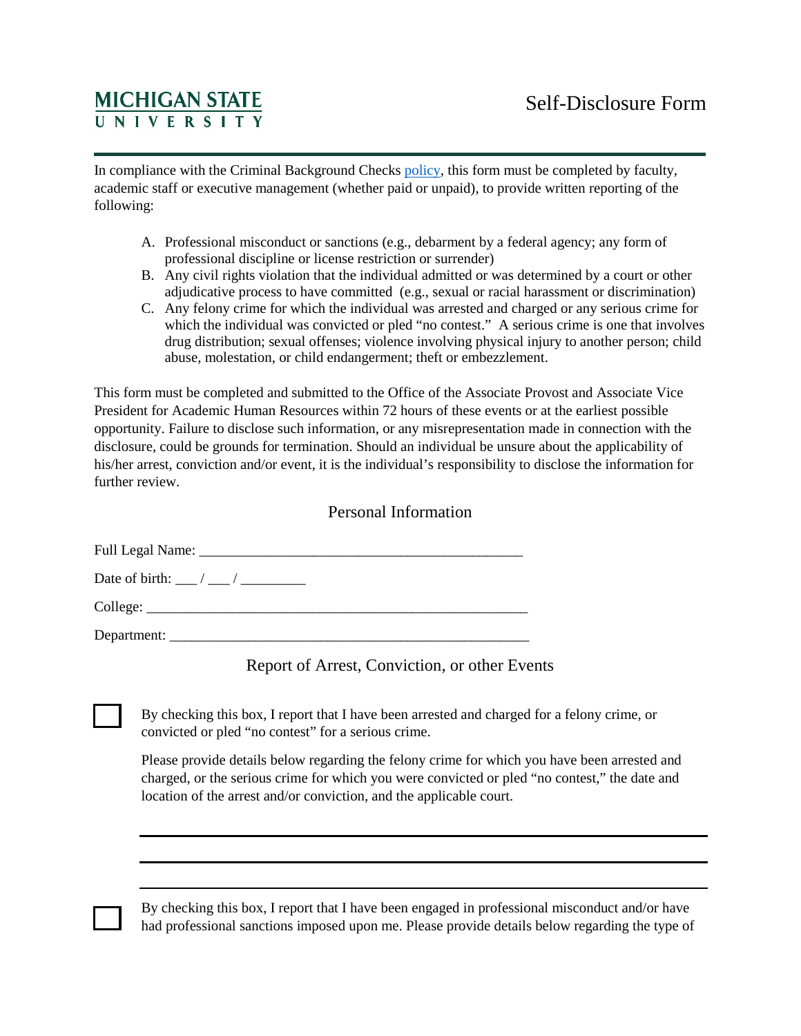**MICHIGAN STATE UNIVERSITY**

# Self-Disclosure Form

In compliance with the Criminal Background Checks [policy](), this form must be completed by faculty, academic staff or executive management (whether paid or unpaid), to provide written reporting of the following:

A. Professional misconduct or sanctions (e.g., debarment by a federal agency; any form of professional discipline or license restriction or surrender)
B. Any civil rights violation that the individual admitted or was determined by a court or other adjudicative process to have committed (e.g., sexual or racial harassment or discrimination)
C. Any felony crime for which the individual was arrested and charged or any serious crime for which the individual was convicted or pled "no contest." A serious crime is one that involves drug distribution; sexual offenses; violence involving physical injury to another person; child abuse, molestation, or child endangerment; theft or embezzlement.

This form must be completed and submitted to the Office of the Associate Provost and Associate Vice President for Academic Human Resources within 72 hours of these events or at the earliest possible opportunity. Failure to disclose such information, or any misrepresentation made in connection with the disclosure, could be grounds for termination. Should an individual be unsure about the applicability of his/her arrest, conviction and/or event, it is the individual's responsibility to disclose the information for further review.

## Personal Information

Full Legal Name: _______________________________________________

Date of birth: ___ / ___ / _________

College: _________________________________________________________

Department: _____________________________________________________

## Report of Arrest, Conviction, or other Events

☐ By checking this box, I report that I have been arrested and charged for a felony crime, or convicted or pled "no contest" for a serious crime.

Please provide details below regarding the felony crime for which you have been arrested and charged, or the serious crime for which you were convicted or pled "no contest," the date and location of the arrest and/or conviction, and the applicable court.

_______________________________________________________________

_______________________________________________________________

_______________________________________________________________

☐ By checking this box, I report that I have been engaged in professional misconduct and/or have had professional sanctions imposed upon me. Please provide details below regarding the type of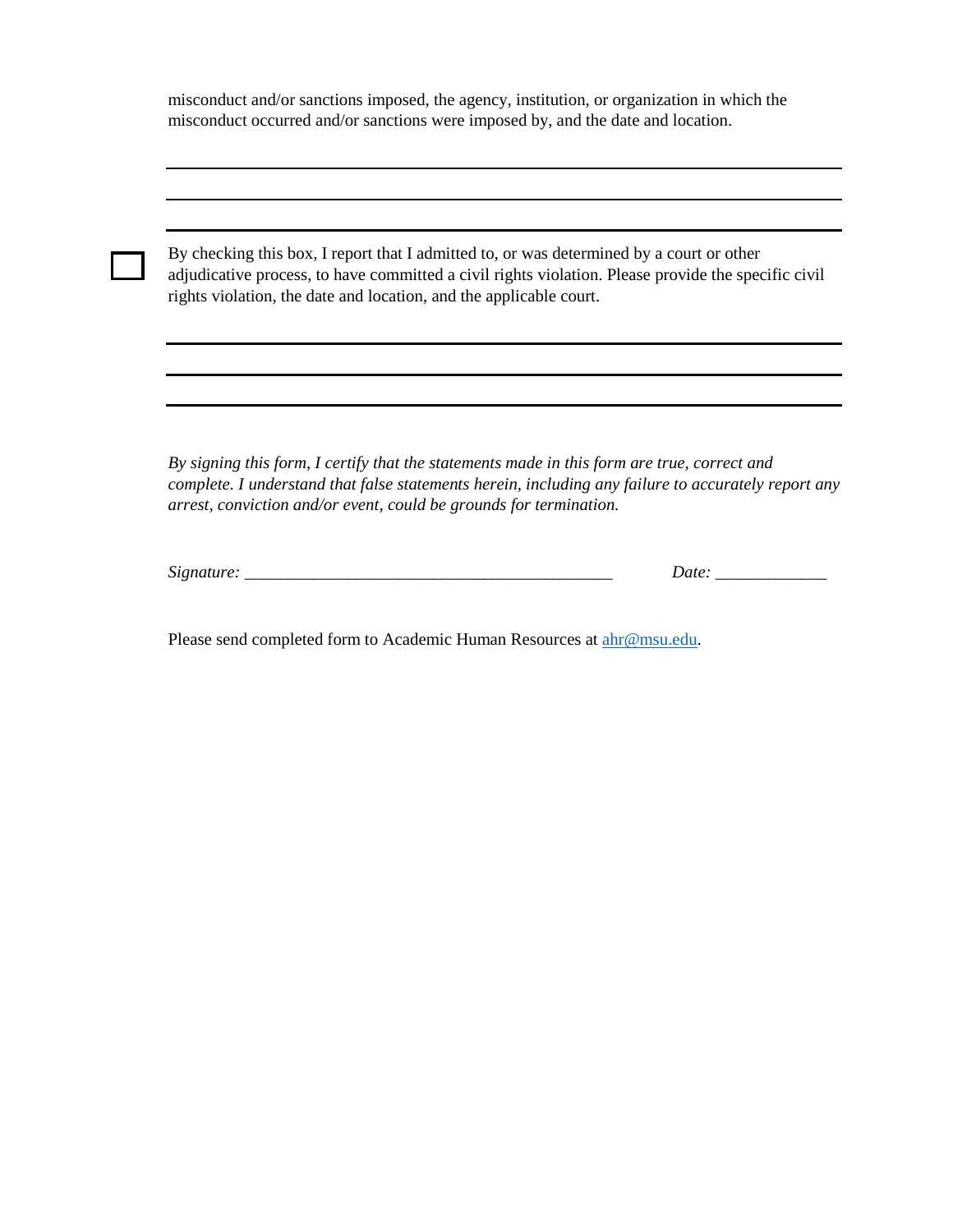misconduct and/or sanctions imposed, the agency, institution, or organization in which the misconduct occurred and/or sanctions were imposed by, and the date and location.

______________________________________________________________________

______________________________________________________________________

______________________________________________________________________

☐ By checking this box, I report that I admitted to, or was determined by a court or other adjudicative process, to have committed a civil rights violation. Please provide the specific civil rights violation, the date and location, and the applicable court.

______________________________________________________________________

______________________________________________________________________

______________________________________________________________________

*By signing this form, I certify that the statements made in this form are true, correct and complete. I understand that false statements herein, including any failure to accurately report any arrest, conviction and/or event, could be grounds for termination.*

*Signature:* ___________________________________________ *Date:* _____________

Please send completed form to Academic Human Resources at ahr@msu.edu.